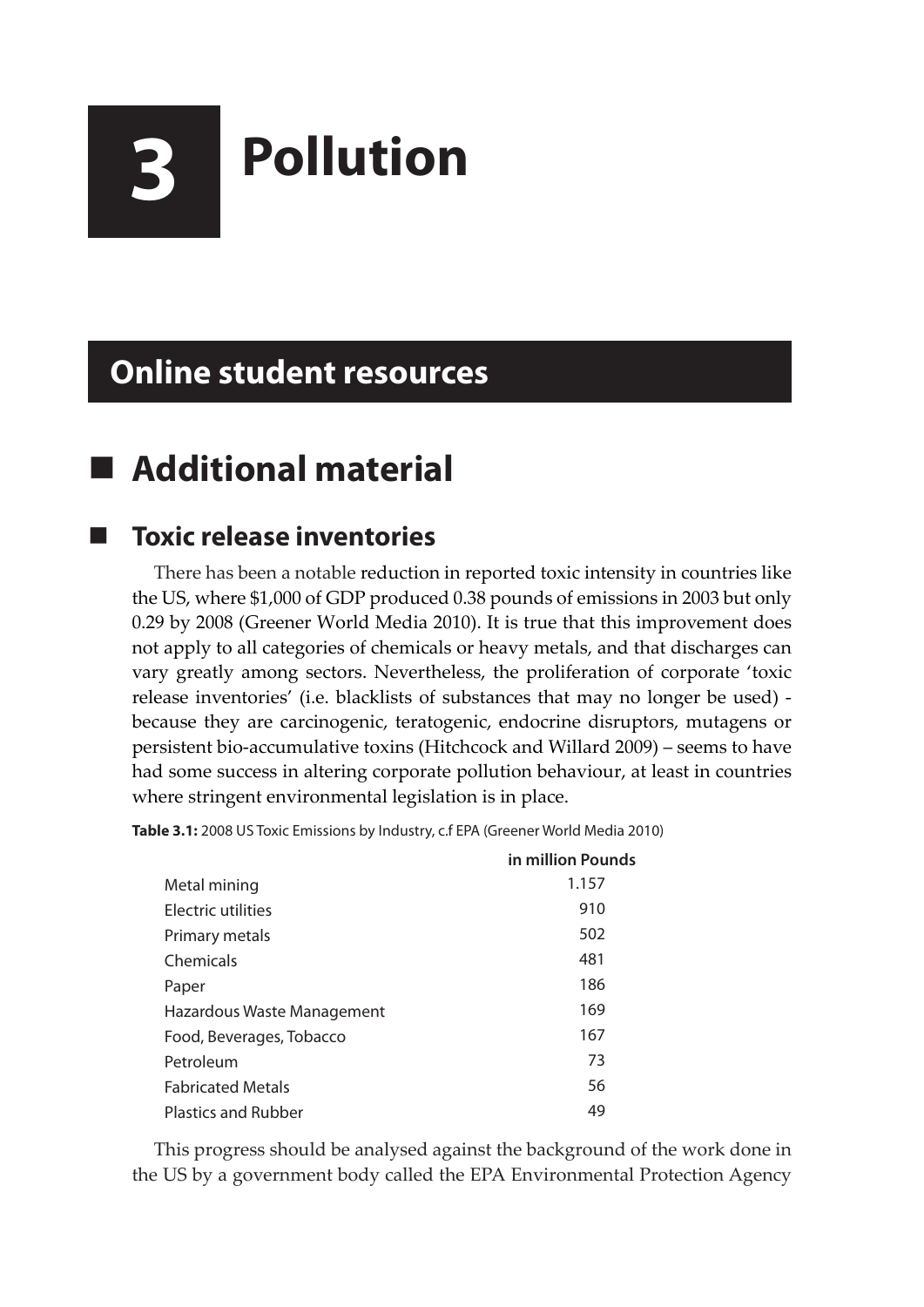# 3 Pollution

## Online student resources

## Additional material

### Toxic release inventories

There has been a notable reduction in reported toxic intensity in countries like the US, where $1,000 of GDP produced 0.38 pounds of emissions in 2003 but only 0.29 by 2008 (Greener World Media 2010). It is true that this improvement does not apply to all categories of chemicals or heavy metals, and that discharges can vary greatly among sectors. Nevertheless, the proliferation of corporate 'toxic release inventories' (i.e. blacklists of substances that may no longer be used) - because they are carcinogenic, teratogenic, endocrine disruptors, mutagens or persistent bio-accumulative toxins (Hitchcock and Willard 2009) – seems to have had some success in altering corporate pollution behaviour, at least in countries where stringent environmental legislation is in place.

**Table 3.1:** 2008 US Toxic Emissions by Industry, c.f EPA (Greener World Media 2010)

| | in million Pounds |
|---|---|
| Metal mining | 1.157 |
| Electric utilities | 910 |
| Primary metals | 502 |
| Chemicals | 481 |
| Paper | 186 |
| Hazardous Waste Management | 169 |
| Food, Beverages, Tobacco | 167 |
| Petroleum | 73 |
| Fabricated Metals | 56 |
| Plastics and Rubber | 49 |

This progress should be analysed against the background of the work done in the US by a government body called the EPA Environmental Protection Agency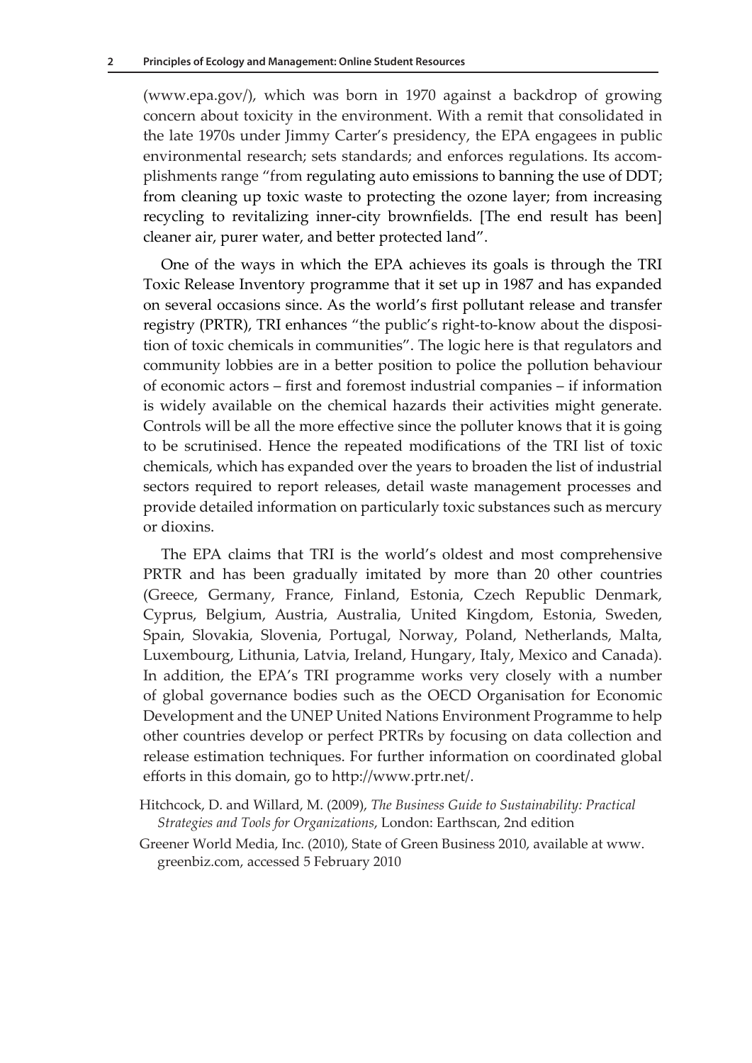(www.epa.gov/), which was born in 1970 against a backdrop of growing concern about toxicity in the environment. With a remit that consolidated in the late 1970s under Jimmy Carter's presidency, the EPA engagees in public environmental research; sets standards; and enforces regulations. Its accomplishments range "from regulating auto emissions to banning the use of DDT; from cleaning up toxic waste to protecting the ozone layer; from increasing recycling to revitalizing inner-city brownfields. [The end result has been] cleaner air, purer water, and better protected land".

One of the ways in which the EPA achieves its goals is through the TRI Toxic Release Inventory programme that it set up in 1987 and has expanded on several occasions since. As the world's first pollutant release and transfer registry (PRTR), TRI enhances "the public's right-to-know about the disposition of toxic chemicals in communities". The logic here is that regulators and community lobbies are in a better position to police the pollution behaviour of economic actors – first and foremost industrial companies – if information is widely available on the chemical hazards their activities might generate. Controls will be all the more effective since the polluter knows that it is going to be scrutinised. Hence the repeated modifications of the TRI list of toxic chemicals, which has expanded over the years to broaden the list of industrial sectors required to report releases, detail waste management processes and provide detailed information on particularly toxic substances such as mercury or dioxins.

The EPA claims that TRI is the world's oldest and most comprehensive PRTR and has been gradually imitated by more than 20 other countries (Greece, Germany, France, Finland, Estonia, Czech Republic Denmark, Cyprus, Belgium, Austria, Australia, United Kingdom, Estonia, Sweden, Spain, Slovakia, Slovenia, Portugal, Norway, Poland, Netherlands, Malta, Luxembourg, Lithunia, Latvia, Ireland, Hungary, Italy, Mexico and Canada). In addition, the EPA's TRI programme works very closely with a number of global governance bodies such as the OECD Organisation for Economic Development and the UNEP United Nations Environment Programme to help other countries develop or perfect PRTRs by focusing on data collection and release estimation techniques. For further information on coordinated global efforts in this domain, go to http://www.prtr.net/.

Hitchcock, D. and Willard, M. (2009), *The Business Guide to Sustainability: Practical Strategies and Tools for Organizations*, London: Earthscan, 2nd edition

Greener World Media, Inc. (2010), State of Green Business 2010, available at www.greenbiz.com, accessed 5 February 2010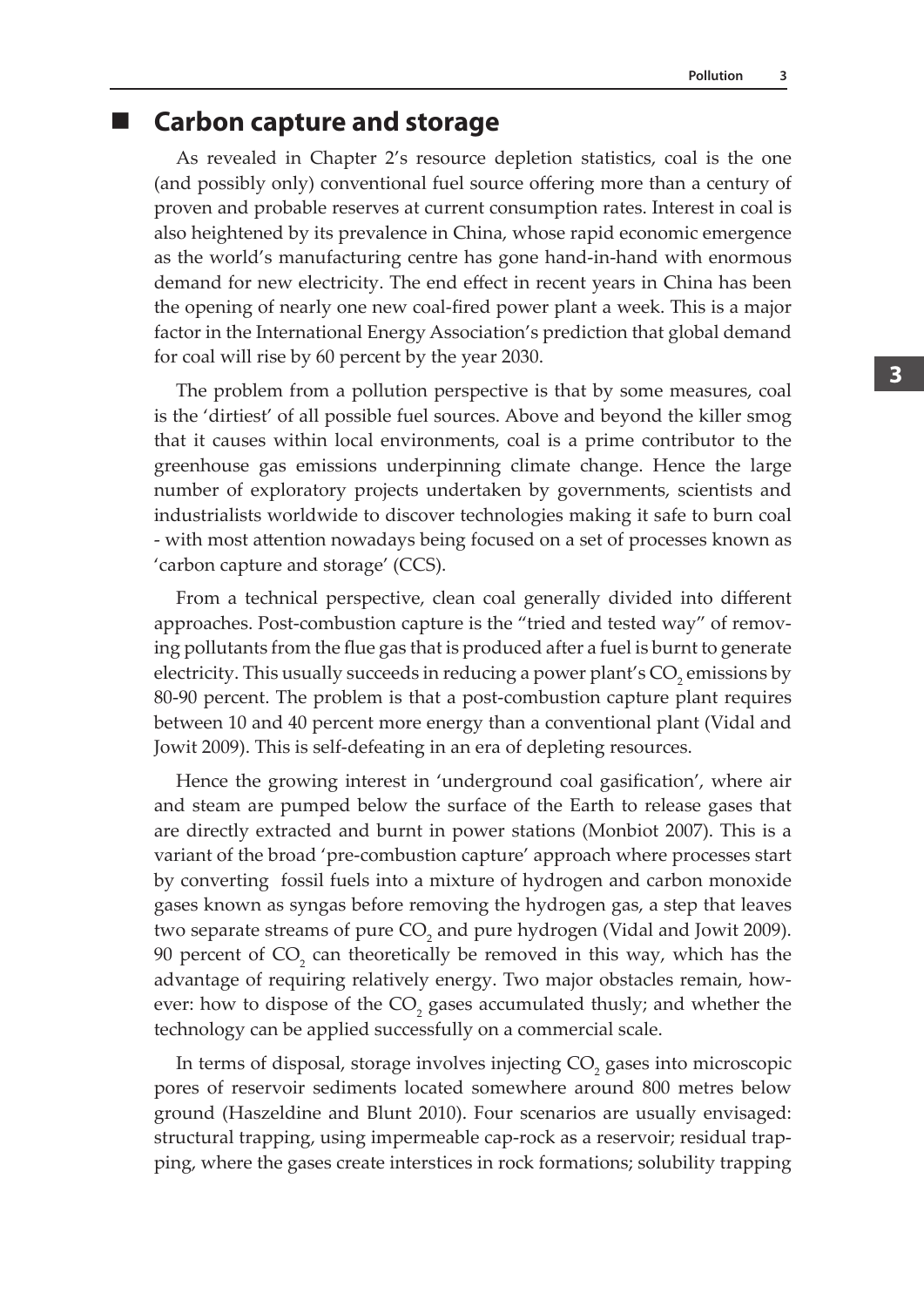## Carbon capture and storage

As revealed in Chapter 2's resource depletion statistics, coal is the one (and possibly only) conventional fuel source offering more than a century of proven and probable reserves at current consumption rates. Interest in coal is also heightened by its prevalence in China, whose rapid economic emergence as the world's manufacturing centre has gone hand-in-hand with enormous demand for new electricity. The end effect in recent years in China has been the opening of nearly one new coal-fired power plant a week. This is a major factor in the International Energy Association's prediction that global demand for coal will rise by 60 percent by the year 2030.

The problem from a pollution perspective is that by some measures, coal is the 'dirtiest' of all possible fuel sources. Above and beyond the killer smog that it causes within local environments, coal is a prime contributor to the greenhouse gas emissions underpinning climate change. Hence the large number of exploratory projects undertaken by governments, scientists and industrialists worldwide to discover technologies making it safe to burn coal - with most attention nowadays being focused on a set of processes known as 'carbon capture and storage' (CCS).

From a technical perspective, clean coal generally divided into different approaches. Post-combustion capture is the "tried and tested way" of removing pollutants from the flue gas that is produced after a fuel is burnt to generate electricity. This usually succeeds in reducing a power plant's $CO_2$ emissions by 80-90 percent. The problem is that a post-combustion capture plant requires between 10 and 40 percent more energy than a conventional plant (Vidal and Jowit 2009). This is self-defeating in an era of depleting resources.

Hence the growing interest in 'underground coal gasification', where air and steam are pumped below the surface of the Earth to release gases that are directly extracted and burnt in power stations (Monbiot 2007). This is a variant of the broad 'pre-combustion capture' approach where processes start by converting fossil fuels into a mixture of hydrogen and carbon monoxide gases known as syngas before removing the hydrogen gas, a step that leaves two separate streams of pure $CO_2$ and pure hydrogen (Vidal and Jowit 2009). 90 percent of $CO_2$ can theoretically be removed in this way, which has the advantage of requiring relatively energy. Two major obstacles remain, however: how to dispose of the $CO_2$ gases accumulated thusly; and whether the technology can be applied successfully on a commercial scale.

In terms of disposal, storage involves injecting $CO_2$ gases into microscopic pores of reservoir sediments located somewhere around 800 metres below ground (Haszeldine and Blunt 2010). Four scenarios are usually envisaged: structural trapping, using impermeable cap-rock as a reservoir; residual trapping, where the gases create interstices in rock formations; solubility trapping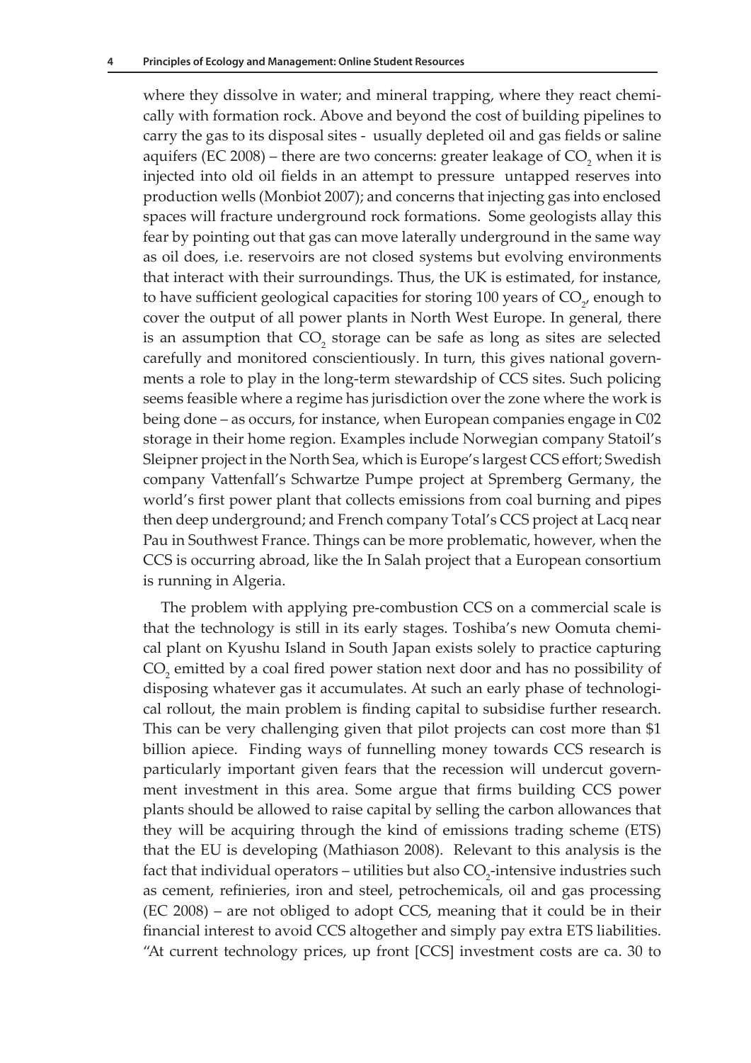where they dissolve in water; and mineral trapping, where they react chemically with formation rock. Above and beyond the cost of building pipelines to carry the gas to its disposal sites - usually depleted oil and gas fields or saline aquifers (EC 2008) – there are two concerns: greater leakage of $CO_2$ when it is injected into old oil fields in an attempt to pressure untapped reserves into production wells (Monbiot 2007); and concerns that injecting gas into enclosed spaces will fracture underground rock formations. Some geologists allay this fear by pointing out that gas can move laterally underground in the same way as oil does, i.e. reservoirs are not closed systems but evolving environments that interact with their surroundings. Thus, the UK is estimated, for instance, to have sufficient geological capacities for storing 100 years of $CO_2$, enough to cover the output of all power plants in North West Europe. In general, there is an assumption that $CO_2$ storage can be safe as long as sites are selected carefully and monitored conscientiously. In turn, this gives national governments a role to play in the long-term stewardship of CCS sites. Such policing seems feasible where a regime has jurisdiction over the zone where the work is being done – as occurs, for instance, when European companies engage in C02 storage in their home region. Examples include Norwegian company Statoil's Sleipner project in the North Sea, which is Europe's largest CCS effort; Swedish company Vattenfall's Schwartze Pumpe project at Spremberg Germany, the world's first power plant that collects emissions from coal burning and pipes then deep underground; and French company Total's CCS project at Lacq near Pau in Southwest France. Things can be more problematic, however, when the CCS is occurring abroad, like the In Salah project that a European consortium is running in Algeria.

The problem with applying pre-combustion CCS on a commercial scale is that the technology is still in its early stages. Toshiba's new Oomuta chemical plant on Kyushu Island in South Japan exists solely to practice capturing $CO_2$ emitted by a coal fired power station next door and has no possibility of disposing whatever gas it accumulates. At such an early phase of technological rollout, the main problem is finding capital to subsidise further research. This can be very challenging given that pilot projects can cost more than \$1 billion apiece. Finding ways of funnelling money towards CCS research is particularly important given fears that the recession will undercut government investment in this area. Some argue that firms building CCS power plants should be allowed to raise capital by selling the carbon allowances that they will be acquiring through the kind of emissions trading scheme (ETS) that the EU is developing (Mathiason 2008). Relevant to this analysis is the fact that individual operators – utilities but also $CO_2$-intensive industries such as cement, refinieries, iron and steel, petrochemicals, oil and gas processing (EC 2008) – are not obliged to adopt CCS, meaning that it could be in their financial interest to avoid CCS altogether and simply pay extra ETS liabilities. "At current technology prices, up front [CCS] investment costs are ca. 30 to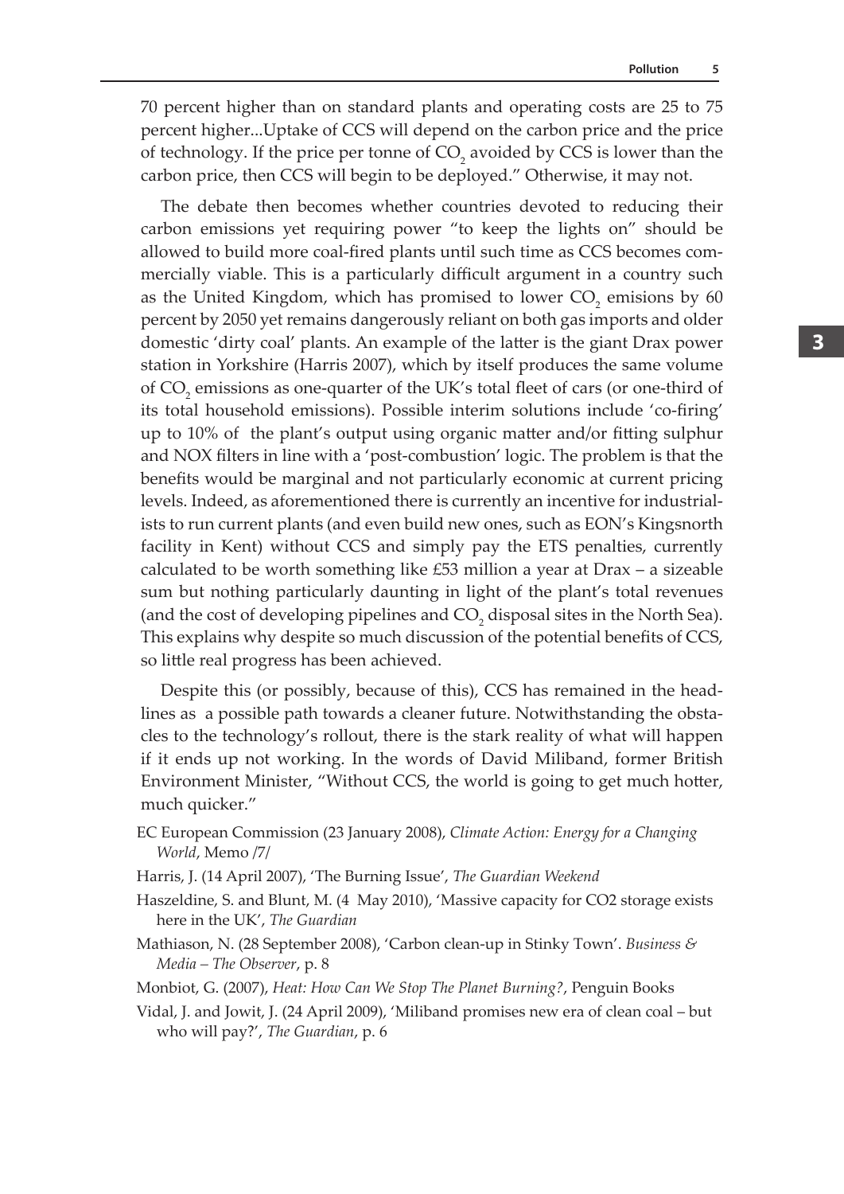70 percent higher than on standard plants and operating costs are 25 to 75 percent higher...Uptake of CCS will depend on the carbon price and the price of technology. If the price per tonne of $CO_2$ avoided by CCS is lower than the carbon price, then CCS will begin to be deployed." Otherwise, it may not.

The debate then becomes whether countries devoted to reducing their carbon emissions yet requiring power "to keep the lights on" should be allowed to build more coal-fired plants until such time as CCS becomes commercially viable. This is a particularly difficult argument in a country such as the United Kingdom, which has promised to lower $CO_2$ emisions by 60 percent by 2050 yet remains dangerously reliant on both gas imports and older domestic 'dirty coal' plants. An example of the latter is the giant Drax power station in Yorkshire (Harris 2007), which by itself produces the same volume of $CO_2$ emissions as one-quarter of the UK's total fleet of cars (or one-third of its total household emissions). Possible interim solutions include 'co-firing' up to 10% of the plant's output using organic matter and/or fitting sulphur and NOX filters in line with a 'post-combustion' logic. The problem is that the benefits would be marginal and not particularly economic at current pricing levels. Indeed, as aforementioned there is currently an incentive for industrialists to run current plants (and even build new ones, such as EON's Kingsnorth facility in Kent) without CCS and simply pay the ETS penalties, currently calculated to be worth something like £53 million a year at Drax – a sizeable sum but nothing particularly daunting in light of the plant's total revenues (and the cost of developing pipelines and $CO_2$ disposal sites in the North Sea). This explains why despite so much discussion of the potential benefits of CCS, so little real progress has been achieved.

Despite this (or possibly, because of this), CCS has remained in the headlines as a possible path towards a cleaner future. Notwithstanding the obstacles to the technology's rollout, there is the stark reality of what will happen if it ends up not working. In the words of David Miliband, former British Environment Minister, "Without CCS, the world is going to get much hotter, much quicker."

EC European Commission (23 January 2008), *Climate Action: Energy for a Changing World*, Memo /7/

Harris, J. (14 April 2007), 'The Burning Issue', *The Guardian Weekend*

Haszeldine, S. and Blunt, M. (4 May 2010), 'Massive capacity for CO2 storage exists here in the UK', *The Guardian*

Mathiason, N. (28 September 2008), 'Carbon clean-up in Stinky Town'. *Business & Media – The Observer*, p. 8

Monbiot, G. (2007), *Heat: How Can We Stop The Planet Burning?*, Penguin Books

Vidal, J. and Jowit, J. (24 April 2009), 'Miliband promises new era of clean coal – but who will pay?', *The Guardian*, p. 6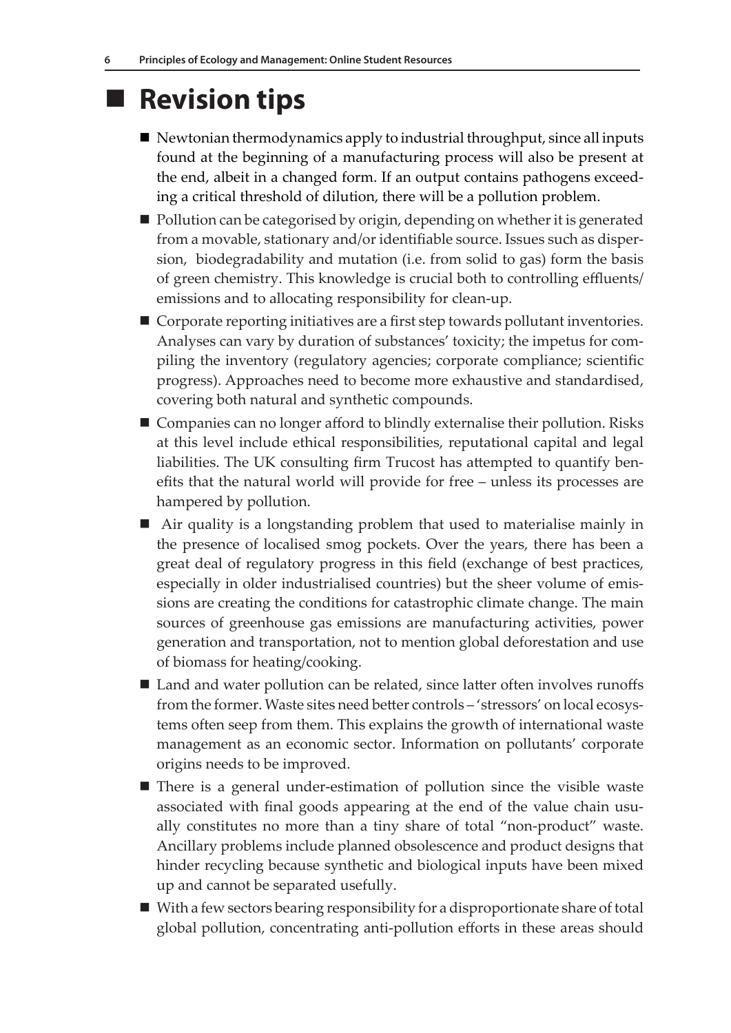## Revision tips

- Newtonian thermodynamics apply to industrial throughput, since all inputs found at the beginning of a manufacturing process will also be present at the end, albeit in a changed form. If an output contains pathogens exceeding a critical threshold of dilution, there will be a pollution problem.
- Pollution can be categorised by origin, depending on whether it is generated from a movable, stationary and/or identifiable source. Issues such as dispersion, biodegradability and mutation (i.e. from solid to gas) form the basis of green chemistry. This knowledge is crucial both to controlling effluents/emissions and to allocating responsibility for clean-up.
- Corporate reporting initiatives are a first step towards pollutant inventories. Analyses can vary by duration of substances' toxicity; the impetus for compiling the inventory (regulatory agencies; corporate compliance; scientific progress). Approaches need to become more exhaustive and standardised, covering both natural and synthetic compounds.
- Companies can no longer afford to blindly externalise their pollution. Risks at this level include ethical responsibilities, reputational capital and legal liabilities. The UK consulting firm Trucost has attempted to quantify benefits that the natural world will provide for free – unless its processes are hampered by pollution.
- Air quality is a longstanding problem that used to materialise mainly in the presence of localised smog pockets. Over the years, there has been a great deal of regulatory progress in this field (exchange of best practices, especially in older industrialised countries) but the sheer volume of emissions are creating the conditions for catastrophic climate change. The main sources of greenhouse gas emissions are manufacturing activities, power generation and transportation, not to mention global deforestation and use of biomass for heating/cooking.
- Land and water pollution can be related, since latter often involves runoffs from the former. Waste sites need better controls – 'stressors' on local ecosystems often seep from them. This explains the growth of international waste management as an economic sector. Information on pollutants' corporate origins needs to be improved.
- There is a general under-estimation of pollution since the visible waste associated with final goods appearing at the end of the value chain usually constitutes no more than a tiny share of total "non-product" waste. Ancillary problems include planned obsolescence and product designs that hinder recycling because synthetic and biological inputs have been mixed up and cannot be separated usefully.
- With a few sectors bearing responsibility for a disproportionate share of total global pollution, concentrating anti-pollution efforts in these areas should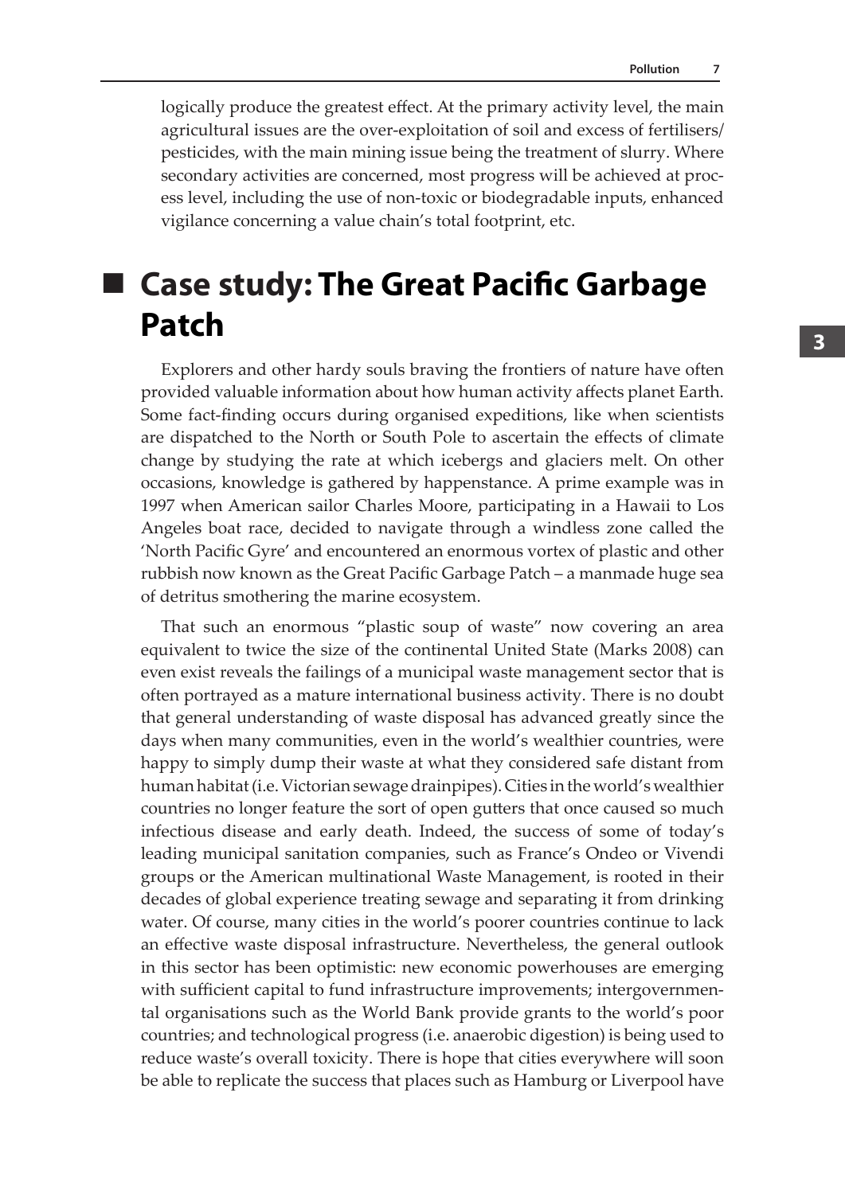logically produce the greatest effect. At the primary activity level, the main agricultural issues are the over-exploitation of soil and excess of fertilisers/ pesticides, with the main mining issue being the treatment of slurry. Where secondary activities are concerned, most progress will be achieved at process level, including the use of non-toxic or biodegradable inputs, enhanced vigilance concerning a value chain's total footprint, etc.

## ■ Case study: The Great Pacific Garbage Patch

Explorers and other hardy souls braving the frontiers of nature have often provided valuable information about how human activity affects planet Earth. Some fact-finding occurs during organised expeditions, like when scientists are dispatched to the North or South Pole to ascertain the effects of climate change by studying the rate at which icebergs and glaciers melt. On other occasions, knowledge is gathered by happenstance. A prime example was in 1997 when American sailor Charles Moore, participating in a Hawaii to Los Angeles boat race, decided to navigate through a windless zone called the 'North Pacific Gyre' and encountered an enormous vortex of plastic and other rubbish now known as the Great Pacific Garbage Patch – a manmade huge sea of detritus smothering the marine ecosystem.

That such an enormous "plastic soup of waste" now covering an area equivalent to twice the size of the continental United State (Marks 2008) can even exist reveals the failings of a municipal waste management sector that is often portrayed as a mature international business activity. There is no doubt that general understanding of waste disposal has advanced greatly since the days when many communities, even in the world's wealthier countries, were happy to simply dump their waste at what they considered safe distant from human habitat (i.e. Victorian sewage drainpipes). Cities in the world's wealthier countries no longer feature the sort of open gutters that once caused so much infectious disease and early death. Indeed, the success of some of today's leading municipal sanitation companies, such as France's Ondeo or Vivendi groups or the American multinational Waste Management, is rooted in their decades of global experience treating sewage and separating it from drinking water. Of course, many cities in the world's poorer countries continue to lack an effective waste disposal infrastructure. Nevertheless, the general outlook in this sector has been optimistic: new economic powerhouses are emerging with sufficient capital to fund infrastructure improvements; intergovernmental organisations such as the World Bank provide grants to the world's poor countries; and technological progress (i.e. anaerobic digestion) is being used to reduce waste's overall toxicity. There is hope that cities everywhere will soon be able to replicate the success that places such as Hamburg or Liverpool have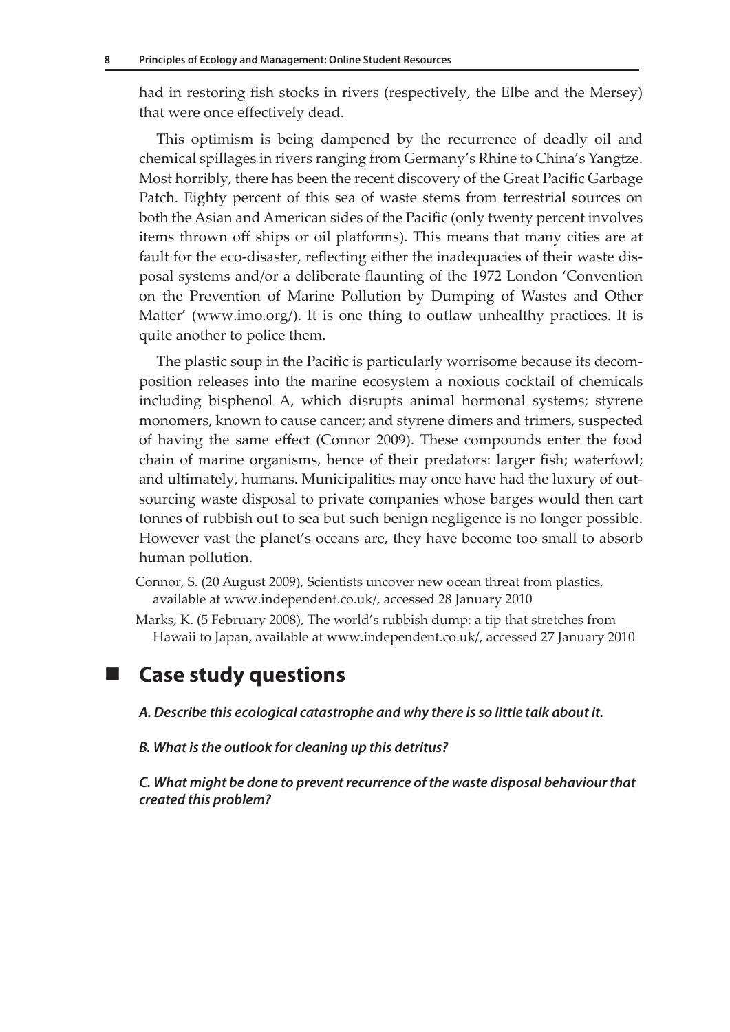had in restoring fish stocks in rivers (respectively, the Elbe and the Mersey) that were once effectively dead.

This optimism is being dampened by the recurrence of deadly oil and chemical spillages in rivers ranging from Germany's Rhine to China's Yangtze. Most horribly, there has been the recent discovery of the Great Pacific Garbage Patch. Eighty percent of this sea of waste stems from terrestrial sources on both the Asian and American sides of the Pacific (only twenty percent involves items thrown off ships or oil platforms). This means that many cities are at fault for the eco-disaster, reflecting either the inadequacies of their waste disposal systems and/or a deliberate flaunting of the 1972 London 'Convention on the Prevention of Marine Pollution by Dumping of Wastes and Other Matter' (www.imo.org/). It is one thing to outlaw unhealthy practices. It is quite another to police them.

The plastic soup in the Pacific is particularly worrisome because its decomposition releases into the marine ecosystem a noxious cocktail of chemicals including bisphenol A, which disrupts animal hormonal systems; styrene monomers, known to cause cancer; and styrene dimers and trimers, suspected of having the same effect (Connor 2009). These compounds enter the food chain of marine organisms, hence of their predators: larger fish; waterfowl; and ultimately, humans. Municipalities may once have had the luxury of outsourcing waste disposal to private companies whose barges would then cart tonnes of rubbish out to sea but such benign negligence is no longer possible. However vast the planet's oceans are, they have become too small to absorb human pollution.

Connor, S. (20 August 2009), Scientists uncover new ocean threat from plastics, available at www.independent.co.uk/, accessed 28 January 2010

Marks, K. (5 February 2008), The world's rubbish dump: a tip that stretches from Hawaii to Japan, available at www.independent.co.uk/, accessed 27 January 2010

## Case study questions

***A. Describe this ecological catastrophe and why there is so little talk about it.***

***B. What is the outlook for cleaning up this detritus?***

***C. What might be done to prevent recurrence of the waste disposal behaviour that created this problem?***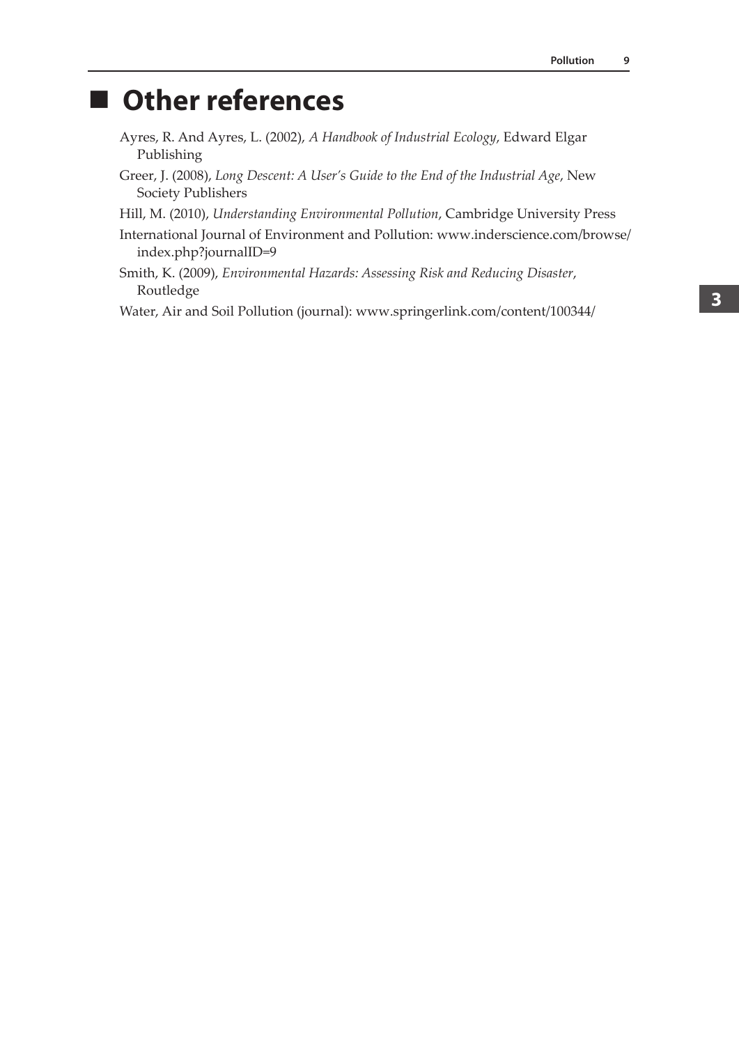## Other references

Ayres, R. And Ayres, L. (2002), *A Handbook of Industrial Ecology*, Edward Elgar Publishing

Greer, J. (2008), *Long Descent: A User's Guide to the End of the Industrial Age*, New Society Publishers

Hill, M. (2010), *Understanding Environmental Pollution*, Cambridge University Press

International Journal of Environment and Pollution: www.inderscience.com/browse/index.php?journalID=9

Smith, K. (2009), *Environmental Hazards: Assessing Risk and Reducing Disaster*, Routledge

Water, Air and Soil Pollution (journal): www.springerlink.com/content/100344/